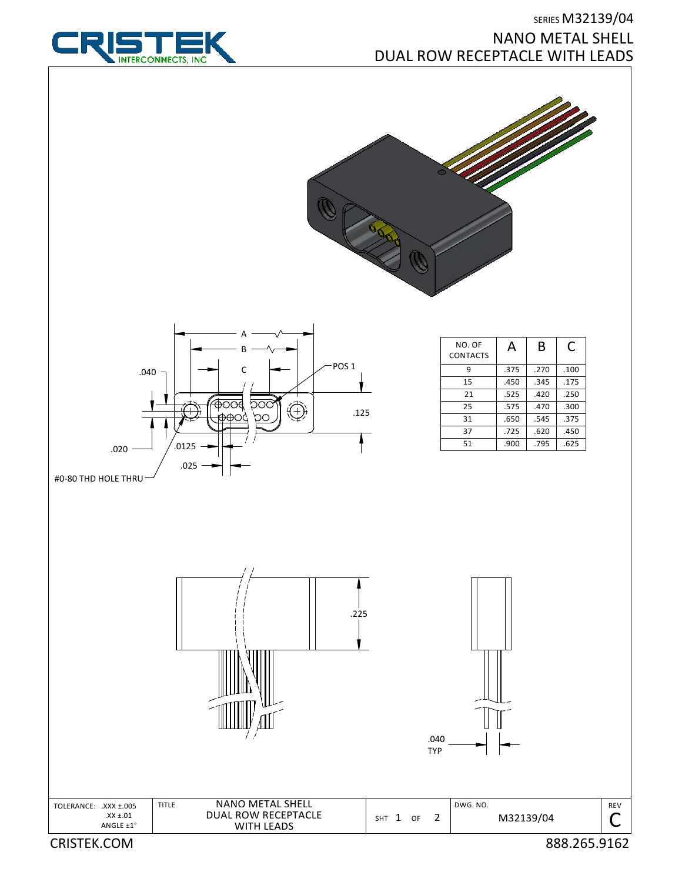SERIES M32139/04

# NANO METAL SHELL DUAL ROW RECEPTACLE WITH LEADS

A

B

C

POS 1

.040

.125

.020

.0125

.025

#0-80 THD HOLE THRU

| NO. OF CONTACTS | A | B | C |
|---|---|---|---|
| 9 | .375 | .270 | .100 |
| 15 | .450 | .345 | .175 |
| 21 | .525 | .420 | .250 |
| 25 | .575 | .470 | .300 |
| 31 | .650 | .545 | .375 |
| 37 | .725 | .620 | .450 |
| 51 | .900 | .795 | .625 |

.225

.040 TYP

| TOLERANCE: .XXX ±.005 .XX ±.01 ANGLE ±1° | TITLE NANO METAL SHELL DUAL ROW RECEPTACLE WITH LEADS | SHT 1 OF 2 | DWG. NO. M32139/04 | REV C |
|---|---|---|---|---|

CRISTEK.COM

888.265.9162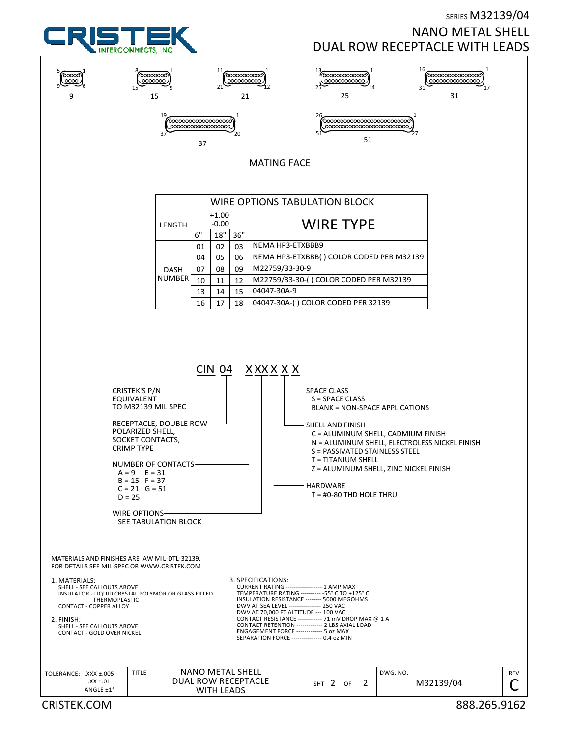SERIES M32139/04

# NANO METAL SHELL DUAL ROW RECEPTACLE WITH LEADS

5 1
9 6
9

8 1
15 9
15

11 1
21 12
21

13 1
25 14
25

16 1
31 17
31

19 1
37 20
37

26 1
51 27
51

MATING FACE

| WIRE OPTIONS TABULATION BLOCK | | | | |
|---|---|---|---|---|
| LENGTH | +1.00 -0.00 | | | WIRE TYPE |
| | 6" | 18" | 36" | |
| DASH NUMBER | 01 | 02 | 03 | NEMA HP3-ETXBBB9 |
| | 04 | 05 | 06 | NEMA HP3-ETXBBB( ) COLOR CODED PER M32139 |
| | 07 | 08 | 09 | M22759/33-30-9 |
| | 10 | 11 | 12 | M22759/33-30-( ) COLOR CODED PER M32139 |
| | 13 | 14 | 15 | 04047-30A-9 |
| | 16 | 17 | 18 | 04047-30A-( ) COLOR CODED PER 32139 |

CIN 04— X XX X X X

CRISTEK'S P/N EQUIVALENT TO M32139 MIL SPEC

RECEPTACLE, DOUBLE ROW POLARIZED SHELL, SOCKET CONTACTS, CRIMP TYPE

NUMBER OF CONTACTS
- A = 9 E = 31
- B = 15 F = 37
- C = 21 G = 51
- D = 25

WIRE OPTIONS
SEE TABULATION BLOCK

SPACE CLASS
- S = SPACE CLASS
- BLANK = NON-SPACE APPLICATIONS

SHELL AND FINISH
- C = ALUMINUM SHELL, CADMIUM FINISH
- N = ALUMINUM SHELL, ELECTROLESS NICKEL FINISH
- S = PASSIVATED STAINLESS STEEL
- T = TITANIUM SHELL
- Z = ALUMINUM SHELL, ZINC NICKEL FINISH

HARDWARE
- T = #0-80 THD HOLE THRU

MATERIALS AND FINISHES ARE IAW MIL-DTL-32139.
FOR DETAILS SEE MIL-SPEC OR WWW.CRISTEK.COM

1. MATERIALS:
   - SHELL - SEE CALLOUTS ABOVE
   - INSULATOR - LIQUID CRYSTAL POLYMOR OR GLASS FILLED THERMOPLASTIC
   - CONTACT - COPPER ALLOY
2. FINISH:
   - SHELL - SEE CALLOUTS ABOVE
   - CONTACT - GOLD OVER NICKEL
3. SPECIFICATIONS:
   - CURRENT RATING ------------------ 1 AMP MAX
   - TEMPERATURE RATING ---------- -55° C TO +125° C
   - INSULATION RESISTANCE -------- 5000 MEGOHMS
   - DWV AT SEA LEVEL ---------------- 250 VAC
   - DWV AT 70,000 FT ALTITUDE --- 100 VAC
   - CONTACT RESISTANCE ------------ 71 mV DROP MAX @ 1 A
   - CONTACT RETENTION ------------- 2 LBS AXIAL LOAD
   - ENGAGEMENT FORCE ------------- 5 oz MAX
   - SEPARATION FORCE --------------- 0.4 oz MIN

| | | | | |
|---|---|---|---|---|
| TOLERANCE: .XXX ±.005 .XX ±.01 ANGLE ±1° | TITLE NANO METAL SHELL DUAL ROW RECEPTACLE WITH LEADS | SHT 2 OF 2 | DWG. NO. M32139/04 | REV C |

CRISTEK.COM 888.265.9162